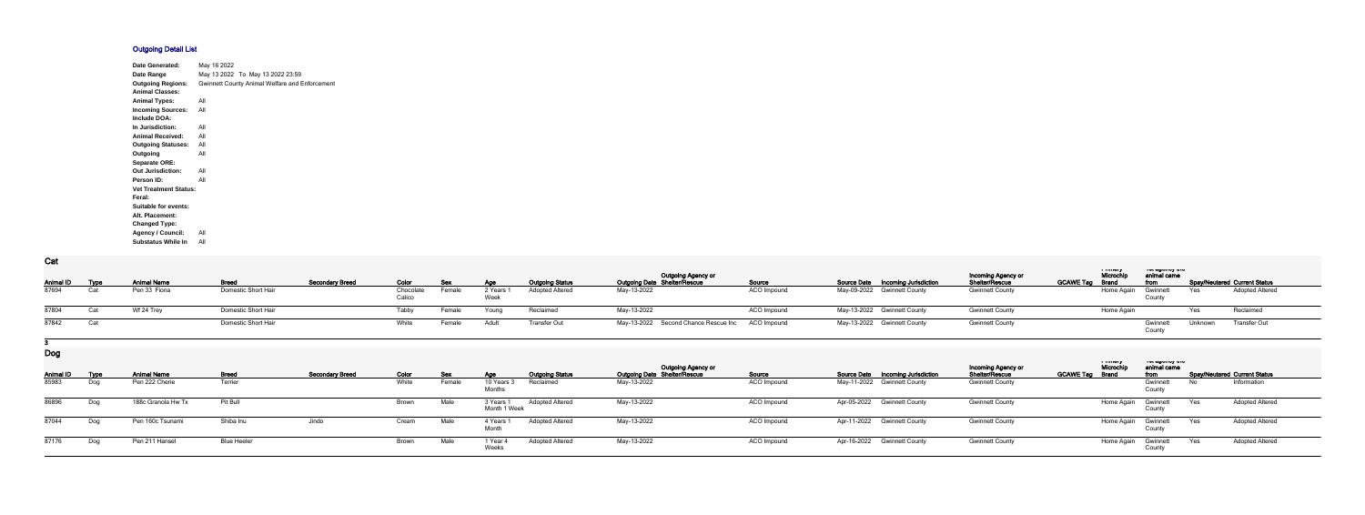## Outgoing Detail List

| | |
|---|---|
| **Date Generated:** | May 16 2022 |
| **Date Range** | May 13 2022 To May 13 2022 23:59 |
| **Outgoing Regions:** | Gwinnett County Animal Welfare and Enforcement |
| **Animal Classes:** | |
| **Animal Types:** | All |
| **Incoming Sources:** | All |
| **Include DOA:** | |
| **In Jurisdiction:** | All |
| **Animal Received:** | All |
| **Outgoing Statuses:** | All |
| **Outgoing** | All |
| **Separate ORE:** | |
| **Out Jurisdiction:** | All |
| **Person ID:** | All |
| **Vet Treatment Status:** | |
| **Feral:** | |
| **Suitable for events:** | |
| **Alt. Placement:** | |
| **Changed Type:** | |
| **Agency / Council:** | All |
| **Substatus While In** | All |

### Cat

| Animal ID | Type | Animal Name | Breed | Secondary Breed | Color | Sex | Age | Outgoing Status | Outgoing Date | Outgoing Agency or Shelter/Rescue | Source | Source Date | Incoming Jurisdiction | Incoming Agency or Shelter/Rescue | GCAWE Tag | Primary Microchip Brand | Vet agency the animal came from | Spay/Neutered | Current Status |
|---|---|---|---|---|---|---|---|---|---|---|---|---|---|---|---|---|---|---|---|
| 87694 | Cat | Pen 33 Fiona | Domestic Short Hair | | Chocolate Calico | Female | 2 Years 1 Week | Adopted Altered | May-13-2022 | | ACO Impound | May-09-2022 | Gwinnett County | Gwinnett County | | Home Again | Gwinnett County | Yes | Adopted Altered |
| 87804 | Cat | Wf 24 Trey | Domestic Short Hair | | Tabby | Female | Young | Reclaimed | May-13-2022 | | ACO Impound | May-13-2022 | Gwinnett County | Gwinnett County | | Home Again | | Yes | Reclaimed |
| 87842 | Cat | | Domestic Short Hair | | White | Female | Adult | Transfer Out | May-13-2022 | Second Chance Rescue Inc | ACO Impound | May-13-2022 | Gwinnett County | Gwinnett County | | | Gwinnett County | Unknown | Transfer Out |

**3**

### Dog

| Animal ID | Type | Animal Name | Breed | Secondary Breed | Color | Sex | Age | Outgoing Status | Outgoing Date | Outgoing Agency or Shelter/Rescue | Source | Source Date | Incoming Jurisdiction | Incoming Agency or Shelter/Rescue | GCAWE Tag | Primary Microchip Brand | Vet agency the animal came from | Spay/Neutered | Current Status |
|---|---|---|---|---|---|---|---|---|---|---|---|---|---|---|---|---|---|---|---|
| 85983 | Dog | Pen 222 Cherie | Terrier | | White | Female | 10 Years 3 Months | Reclaimed | May-13-2022 | | ACO Impound | May-11-2022 | Gwinnett County | Gwinnett County | | | Gwinnett County | No | Information |
| 86896 | Dog | 188c Granola Hw Tx | Pit Bull | | Brown | Male | 3 Years 1 Month 1 Week | Adopted Altered | May-13-2022 | | ACO Impound | Apr-05-2022 | Gwinnett County | Gwinnett County | | Home Again | Gwinnett County | Yes | Adopted Altered |
| 87044 | Dog | Pen 160c Tsunami | Shiba Inu | Jindo | Cream | Male | 4 Years 1 Month | Adopted Altered | May-13-2022 | | ACO Impound | Apr-11-2022 | Gwinnett County | Gwinnett County | | Home Again | Gwinnett County | Yes | Adopted Altered |
| 87176 | Dog | Pen 211 Hansel | Blue Heeler | | Brown | Male | 1 Year 4 Weeks | Adopted Altered | May-13-2022 | | ACO Impound | Apr-16-2022 | Gwinnett County | Gwinnett County | | Home Again | Gwinnett County | Yes | Adopted Altered |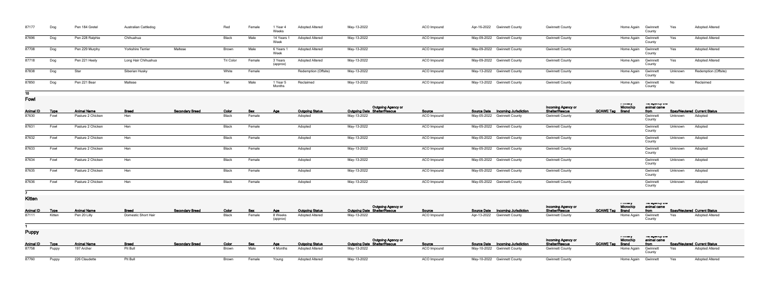| 87177 | Dog | Pen 184 Gretel | Australian Cattledog | | Red | Female | 1 Year 4 Weeks | Adopted Altered | May-13-2022 | | ACO Impound | Apr-16-2022 | Gwinnett County | Gwinnett County | | Home Again | Gwinnett County | Yes | Adopted Altered |
|---|---|---|---|---|---|---|---|---|---|---|---|---|---|---|---|---|---|---|---|
| 87696 | Dog | Pen 228 Ralphie | Chihuahua | | Black | Male | 14 Years 1 Week | Adopted Altered | May-13-2022 | | ACO Impound | May-09-2022 | Gwinnett County | Gwinnett County | | Home Again | Gwinnett County | Yes | Adopted Altered |
| 87708 | Dog | Pen 229 Murphy | Yorkshire Terrier | Maltese | Brown | Male | 6 Years 1 Week | Adopted Altered | May-13-2022 | | ACO Impound | May-09-2022 | Gwinnett County | Gwinnett County | | Home Again | Gwinnett County | Yes | Adopted Altered |
| 87718 | Dog | Pen 221 Heely | Long Hair Chihuahua | | Tri Color | Female | 3 Years (approx) | Adopted Altered | May-13-2022 | | ACO Impound | May-09-2022 | Gwinnett County | Gwinnett County | | Home Again | Gwinnett County | Yes | Adopted Altered |
| 87838 | Dog | Star | Siberian Husky | | White | Female | | Redemption (Offsite) | May-13-2022 | | ACO Impound | May-13-2022 | Gwinnett County | Gwinnett County | | Home Again | Gwinnett County | Unknown | Redemption (Offsite) |
| 87850 | Dog | Pen 221 Bear | Maltese | | Tan | Male | 1 Year 5 Months | Reclaimed | May-13-2022 | | ACO Impound | May-13-2022 | Gwinnett County | Gwinnett County | | Home Again | Gwinnett County | No | Reclaimed |

10

## Fowl

| Animal ID | Type | Animal Name | Breed | Secondary Breed | Color | Sex | Age | Outgoing Status | Outgoing Date | Outgoing Agency or Shelter/Rescue | Source | Source Date | Incoming Jurisdiction | Incoming Agency or Shelter/Rescue | GCAWE Tag | Primary Microchip Brand | 1st agency the animal came from | Spay/Neutered | Current Status |
|---|---|---|---|---|---|---|---|---|---|---|---|---|---|---|---|---|---|---|---|
| 87630 | Fowl | Pasture 2 Chicken | Hen | | Black | Female | | Adopted | May-13-2022 | | ACO Impound | May-05-2022 | Gwinnett County | Gwinnett County | | | Gwinnett County | Unknown | Adopted |
| 87631 | Fowl | Pasture 2 Chicken | Hen | | Black | Female | | Adopted | May-13-2022 | | ACO Impound | May-05-2022 | Gwinnett County | Gwinnett County | | | Gwinnett County | Unknown | Adopted |
| 87632 | Fowl | Pasture 2 Chicken | Hen | | Black | Female | | Adopted | May-13-2022 | | ACO Impound | May-05-2022 | Gwinnett County | Gwinnett County | | | Gwinnett County | Unknown | Adopted |
| 87633 | Fowl | Pasture 2 Chicken | Hen | | Black | Female | | Adopted | May-13-2022 | | ACO Impound | May-05-2022 | Gwinnett County | Gwinnett County | | | Gwinnett County | Unknown | Adopted |
| 87634 | Fowl | Pasture 2 Chicken | Hen | | Black | Female | | Adopted | May-13-2022 | | ACO Impound | May-05-2022 | Gwinnett County | Gwinnett County | | | Gwinnett County | Unknown | Adopted |
| 87635 | Fowl | Pasture 2 Chicken | Hen | | Black | Female | | Adopted | May-13-2022 | | ACO Impound | May-05-2022 | Gwinnett County | Gwinnett County | | | Gwinnett County | Unknown | Adopted |
| 87636 | Fowl | Pasture 2 Chicken | Hen | | Black | Female | | Adopted | May-13-2022 | | ACO Impound | May-05-2022 | Gwinnett County | Gwinnett County | | | Gwinnett County | Unknown | Adopted |

7

## Kitten

| Animal ID | Type | Animal Name | Breed | Secondary Breed | Color | Sex | Age | Outgoing Status | Outgoing Date | Outgoing Agency or Shelter/Rescue | Source | Source Date | Incoming Jurisdiction | Incoming Agency or Shelter/Rescue | GCAWE Tag | Primary Microchip Brand | 1st agency the animal came from | Spay/Neutered | Current Status |
|---|---|---|---|---|---|---|---|---|---|---|---|---|---|---|---|---|---|---|---|
| 87111 | Kitten | Pen 20 Lilly | Domestic Short Hair | | Black | Female | 8 Weeks (approx) | Adopted Altered | May-13-2022 | | ACO Impound | Apr-13-2022 | Gwinnett County | Gwinnett County | | Home Again | Gwinnett County | Yes | Adopted Altered |

1

## Puppy

| Animal ID | Type | Animal Name | Breed | Secondary Breed | Color | Sex | Age | Outgoing Status | Outgoing Date | Outgoing Agency or Shelter/Rescue | Source | Source Date | Incoming Jurisdiction | Incoming Agency or Shelter/Rescue | GCAWE Tag | Primary Microchip Brand | 1st agency the animal came from | Spay/Neutered | Current Status |
|---|---|---|---|---|---|---|---|---|---|---|---|---|---|---|---|---|---|---|---|
| 87758 | Puppy | 197 Archer | Pit Bull | | Brown | Male | 4 Months | Adopted Altered | May-13-2022 | | ACO Impound | May-10-2022 | Gwinnett County | Gwinnett County | | Home Again | Gwinnett County | Yes | Adopted Altered |
| 87760 | Puppy | 226 Claudette | Pit Bull | | Brown | Female | Young | Adopted Altered | May-13-2022 | | ACO Impound | May-10-2022 | Gwinnett County | Gwinnett County | | Home Again | Gwinnett | Yes | Adopted Altered |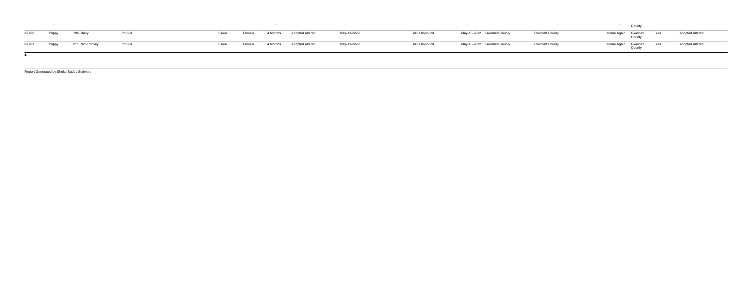| | | | | | | | | | | | | | | | |
|---|---|---|---|---|---|---|---|---|---|---|---|---|---|---|---|
| | | | | | | | | | | | | | County | | |
| 87762 | Puppy | 195 Cheryl | Pit Bull | Fawn | Female | 4 Months | Adopted Altered | May-13-2022 | ACO Impound | May-10-2022 | Gwinnett County | Gwinnett County | Home Again | Gwinnett County | Yes | Adopted Altered |
| 87763 | Puppy | 211 Pam Poovey | Pit Bull | Fawn | Female | 4 Months | Adopted Altered | May-13-2022 | ACO Impound | May-10-2022 | Gwinnett County | Gwinnett County | Home Again | Gwinnett County | Yes | Adopted Altered |

**4**

Report Generated by ShelterBuddy Software